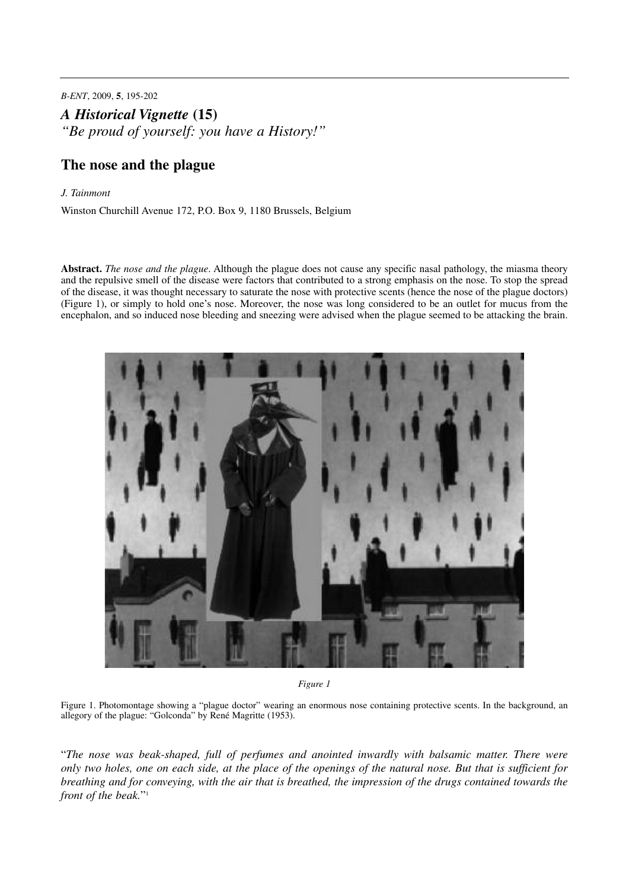*A Historical Vignette* **(15)**

*"Be proud of yourself: you have a History!"*

# The nose and the plague

*J. Tainmont*

Winston Churchill Avenue 172, P.O. Box 9, 1180 Brussels, Belgium

**Abstract.** *The nose and the plague*. Although the plague does not cause any specific nasal pathology, the miasma theory and the repulsive smell of the disease were factors that contributed to a strong emphasis on the nose. To stop the spread of the disease, it was thought necessary to saturate the nose with protective scents (hence the nose of the plague doctors) (Figure 1), or simply to hold one's nose. Moreover, the nose was long considered to be an outlet for mucus from the encephalon, and so induced nose bleeding and sneezing were advised when the plague seemed to be attacking the brain.

*Figure 1*

Figure 1. Photomontage showing a "plague doctor" wearing an enormous nose containing protective scents. In the background, an allegory of the plague: "Golconda" by René Magritte (1953).

"*The nose was beak-shaped, full of perfumes and anointed inwardly with balsamic matter. There were only two holes, one on each side, at the place of the openings of the natural nose. But that is sufficient for breathing and for conveying, with the air that is breathed, the impression of the drugs contained towards the front of the beak.*"[1]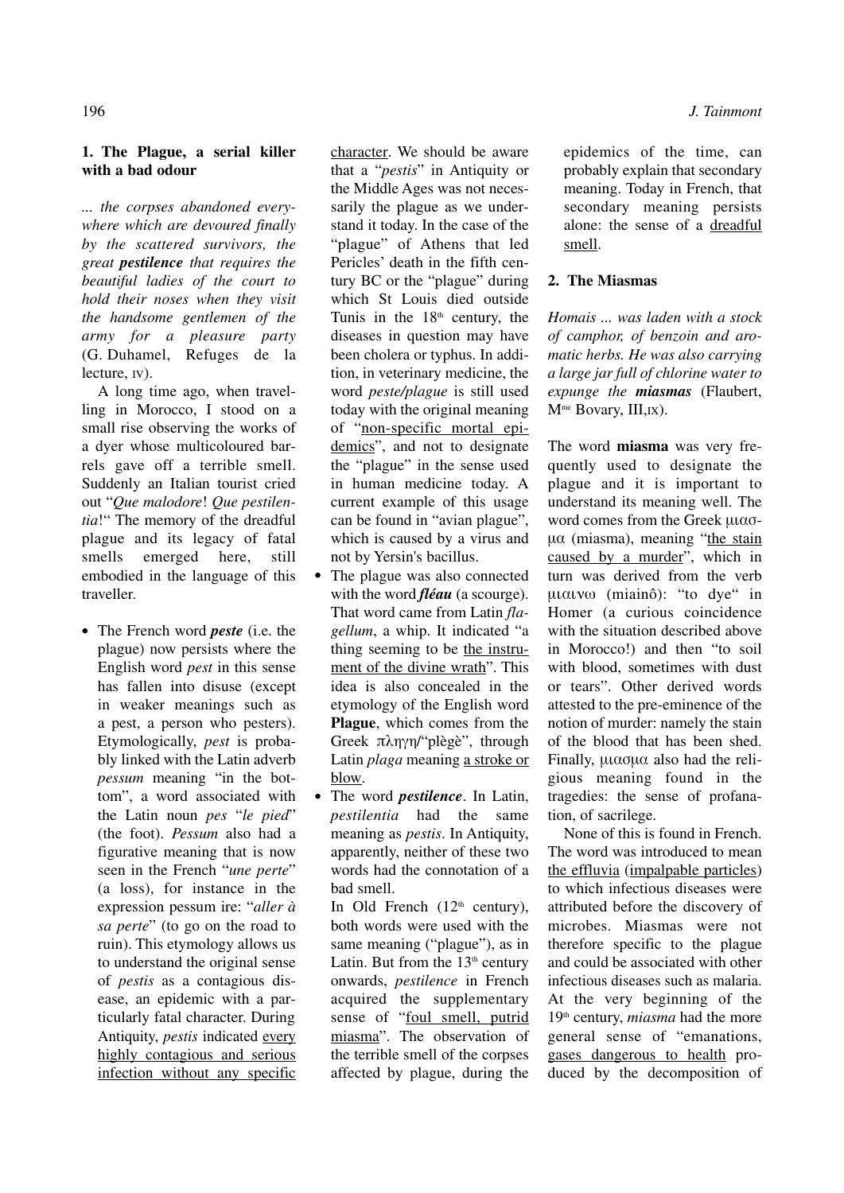## 1. The Plague, a serial killer with a bad odour

*... the corpses abandoned everywhere which are devoured finally by the scattered survivors, the great **pestilence** that requires the beautiful ladies of the court to hold their noses when they visit the handsome gentlemen of the army for a pleasure party* (G. Duhamel, Refuges de la lecture, IV).

A long time ago, when travelling in Morocco, I stood on a small rise observing the works of a dyer whose multicoloured barrels gave off a terrible smell. Suddenly an Italian tourist cried out "*Que malodore*! *Que pestilentia*!" The memory of the dreadful plague and its legacy of fatal smells emerged here, still embodied in the language of this traveller.

- The French word ***peste*** (i.e. the plague) now persists where the English word *pest* in this sense has fallen into disuse (except in weaker meanings such as a pest, a person who pesters). Etymologically, *pest* is probably linked with the Latin adverb *pessum* meaning "in the bottom", a word associated with the Latin noun *pes* "*le pied*" (the foot). *Pessum* also had a figurative meaning that is now seen in the French "*une perte*" (a loss), for instance in the expression pessum ire: "*aller à sa perte*" (to go on the road to ruin). This etymology allows us to understand the original sense of *pestis* as a contagious disease, an epidemic with a particularly fatal character. During Antiquity, *pestis* indicated every highly contagious and serious infection without any specific character. We should be aware that a "*pestis*" in Antiquity or the Middle Ages was not necessarily the plague as we understand it today. In the case of the "plague" of Athens that led Pericles' death in the fifth century BC or the "plague" during which St Louis died outside Tunis in the 18th century, the diseases in question may have been cholera or typhus. In addition, in veterinary medicine, the word *peste/plague* is still used today with the original meaning of "non-specific mortal epidemics", and not to designate the "plague" in the sense used in human medicine today. A current example of this usage can be found in "avian plague", which is caused by a virus and not by Yersin's bacillus.
- The plague was also connected with the word ***fléau*** (a scourge). That word came from Latin *flagellum*, a whip. It indicated "a thing seeming to be the instrument of the divine wrath". This idea is also concealed in the etymology of the English word **Plague**, which comes from the Greek πληγη/"plègè", through Latin *plaga* meaning a stroke or blow.
- The word ***pestilence***. In Latin, *pestilentia* had the same meaning as *pestis*. In Antiquity, apparently, neither of these two words had the connotation of a bad smell.
  In Old French (12th century), both words were used with the same meaning ("plague"), as in Latin. But from the 13th century onwards, *pestilence* in French acquired the supplementary sense of "foul smell, putrid miasma". The observation of the terrible smell of the corpses affected by plague, during the epidemics of the time, can probably explain that secondary meaning. Today in French, that secondary meaning persists alone: the sense of a dreadful smell.

## 2. The Miasmas

*Homais ... was laden with a stock of camphor, of benzoin and aromatic herbs. He was also carrying a large jar full of chlorine water to expunge the **miasmas*** (Flaubert, Mme Bovary, III,IX).

The word **miasma** was very frequently used to designate the plague and it is important to understand its meaning well. The word comes from the Greek μιασμα (miasma), meaning "the stain caused by a murder", which in turn was derived from the verb μιαινω (miainô): "to dye" in Homer (a curious coincidence with the situation described above in Morocco!) and then "to soil with blood, sometimes with dust or tears". Other derived words attested to the pre-eminence of the notion of murder: namely the stain of the blood that has been shed. Finally, μιασμα also had the religious meaning found in the tragedies: the sense of profanation, of sacrilege.

None of this is found in French. The word was introduced to mean the effluvia (impalpable particles) to which infectious diseases were attributed before the discovery of microbes. Miasmas were not therefore specific to the plague and could be associated with other infectious diseases such as malaria. At the very beginning of the 19th century, *miasma* had the more general sense of "emanations, gases dangerous to health produced by the decomposition of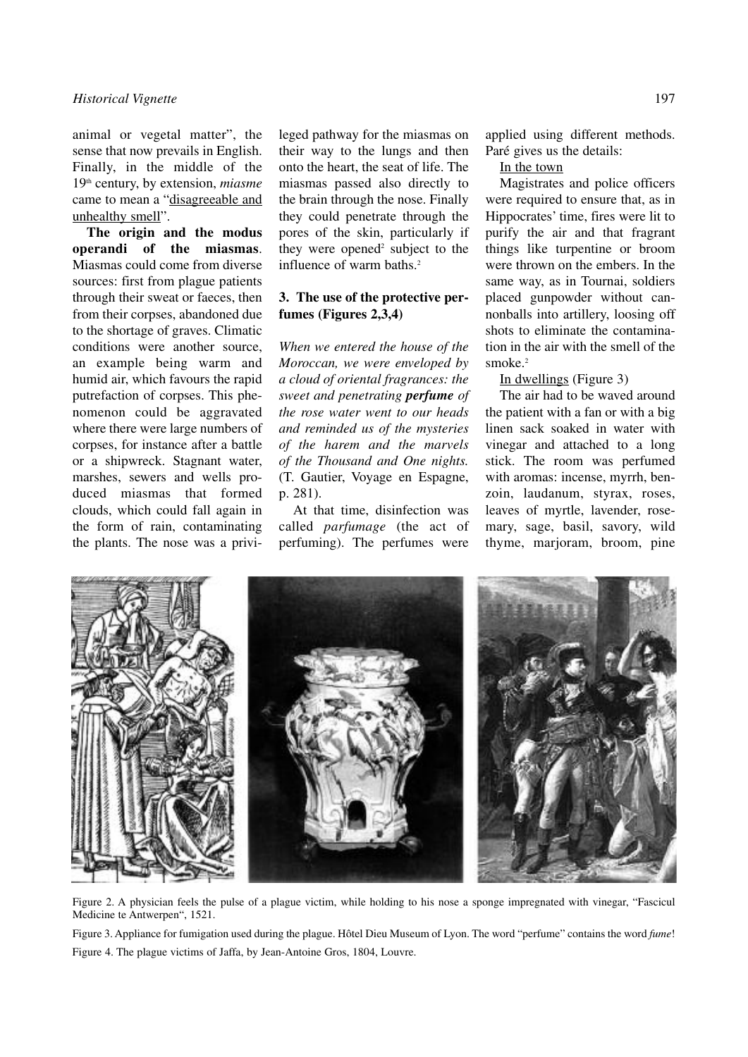animal or vegetal matter", the sense that now prevails in English. Finally, in the middle of the 19th century, by extension, *miasme* came to mean a "disagreeable and unhealthy smell".

**The origin and the modus operandi of the miasmas**. Miasmas could come from diverse sources: first from plague patients through their sweat or faeces, then from their corpses, abandoned due to the shortage of graves. Climatic conditions were another source, an example being warm and humid air, which favours the rapid putrefaction of corpses. This phenomenon could be aggravated where there were large numbers of corpses, for instance after a battle or a shipwreck. Stagnant water, marshes, sewers and wells produced miasmas that formed clouds, which could fall again in the form of rain, contaminating the plants. The nose was a privileged pathway for the miasmas on their way to the lungs and then onto the heart, the seat of life. The miasmas passed also directly to the brain through the nose. Finally they could penetrate through the pores of the skin, particularly if they were opened[2] subject to the influence of warm baths.[2]

### 3. The use of the protective perfumes (Figures 2,3,4)

*When we entered the house of the Moroccan, we were enveloped by a cloud of oriental fragrances: the sweet and penetrating* ***perfume*** *of the rose water went to our heads and reminded us of the mysteries of the harem and the marvels of the Thousand and One nights.* (T. Gautier, Voyage en Espagne, p. 281).

At that time, disinfection was called *parfumage* (the act of perfuming). The perfumes were applied using different methods. Paré gives us the details:

In the town

Magistrates and police officers were required to ensure that, as in Hippocrates' time, fires were lit to purify the air and that fragrant things like turpentine or broom were thrown on the embers. In the same way, as in Tournai, soldiers placed gunpowder without cannonballs into artillery, loosing off shots to eliminate the contamination in the air with the smell of the smoke.[2]

In dwellings (Figure 3)

The air had to be waved around the patient with a fan or with a big linen sack soaked in water with vinegar and attached to a long stick. The room was perfumed with aromas: incense, myrrh, benzoin, laudanum, styrax, roses, leaves of myrtle, lavender, rosemary, sage, basil, savory, wild thyme, marjoram, broom, pine

Figure 2. A physician feels the pulse of a plague victim, while holding to his nose a sponge impregnated with vinegar, "Fascicul Medicine te Antwerpen", 1521.

Figure 3. Appliance for fumigation used during the plague. Hôtel Dieu Museum of Lyon. The word "perfume" contains the word *fume*!

Figure 4. The plague victims of Jaffa, by Jean-Antoine Gros, 1804, Louvre.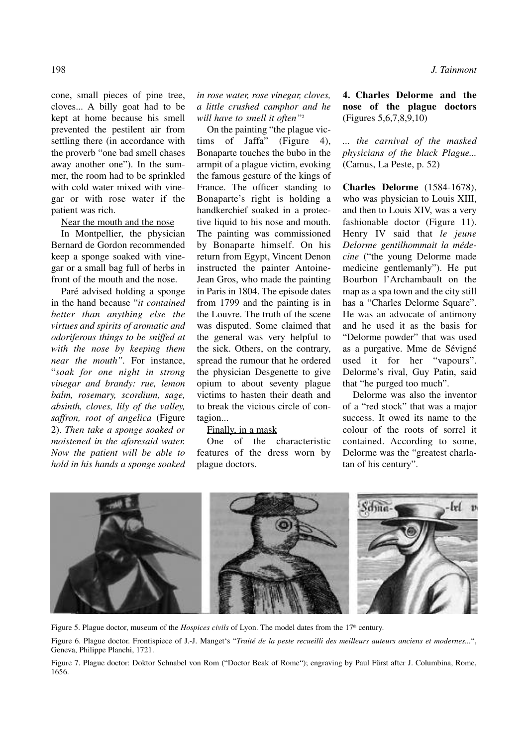cone, small pieces of pine tree, cloves... A billy goat had to be kept at home because his smell prevented the pestilent air from settling there (in accordance with the proverb "one bad smell chases away another one"). In the summer, the room had to be sprinkled with cold water mixed with vinegar or with rose water if the patient was rich.

Near the mouth and the nose

In Montpellier, the physician Bernard de Gordon recommended keep a sponge soaked with vinegar or a small bag full of herbs in front of the mouth and the nose.

Paré advised holding a sponge in the hand because "*it contained better than anything else the virtues and spirits of aromatic and odoriferous things to be sniffed at with the nose by keeping them near the mouth"*. For instance, "*soak for one night in strong vinegar and brandy: rue, lemon balm, rosemary, scordium, sage, absinth, cloves, lily of the valley, saffron, root of angelica* (Figure 2). *Then take a sponge soaked or moistened in the aforesaid water. Now the patient will be able to hold in his hands a sponge soaked in rose water, rose vinegar, cloves, a little crushed camphor and he will have to smell it often"*[2]

On the painting "the plague victims of Jaffa" (Figure 4), Bonaparte touches the bubo in the armpit of a plague victim, evoking the famous gesture of the kings of France. The officer standing to Bonaparte's right is holding a handkerchief soaked in a protective liquid to his nose and mouth. The painting was commissioned by Bonaparte himself. On his return from Egypt, Vincent Denon instructed the painter Antoine-Jean Gros, who made the painting in Paris in 1804. The episode dates from 1799 and the painting is in the Louvre. The truth of the scene was disputed. Some claimed that the general was very helpful to the sick. Others, on the contrary, spread the rumour that he ordered the physician Desgenette to give opium to about seventy plague victims to hasten their death and to break the vicious circle of contagion...

Finally, in a mask

One of the characteristic features of the dress worn by plague doctors.

## 4. Charles Delorme and the nose of the plague doctors (Figures 5,6,7,8,9,10)

*... the carnival of the masked physicians of the black Plague...* (Camus, La Peste, p. 52)

**Charles Delorme** (1584-1678), who was physician to Louis XIII, and then to Louis XIV, was a very fashionable doctor (Figure 11). Henry IV said that *le jeune Delorme gentilhommait la médecine* ("the young Delorme made medicine gentlemanly"). He put Bourbon l'Archambault on the map as a spa town and the city still has a "Charles Delorme Square". He was an advocate of antimony and he used it as the basis for "Delorme powder" that was used as a purgative. Mme de Sévigné used it for her "vapours". Delorme's rival, Guy Patin, said that "he purged too much".

Delorme was also the inventor of a "red stock" that was a major success. It owed its name to the colour of the roots of sorrel it contained. According to some, Delorme was the "greatest charlatan of his century".

Figure 5. Plague doctor, museum of the *Hospices civils* of Lyon. The model dates from the 17th century.

Figure 6. Plague doctor. Frontispiece of J.-J. Manget's "*Traité de la peste recueilli des meilleurs auteurs anciens et modernes...*", Geneva, Philippe Planchi, 1721.

Figure 7. Plague doctor: Doktor Schnabel von Rom ("Doctor Beak of Rome"); engraving by Paul Fürst after J. Columbina, Rome, 1656.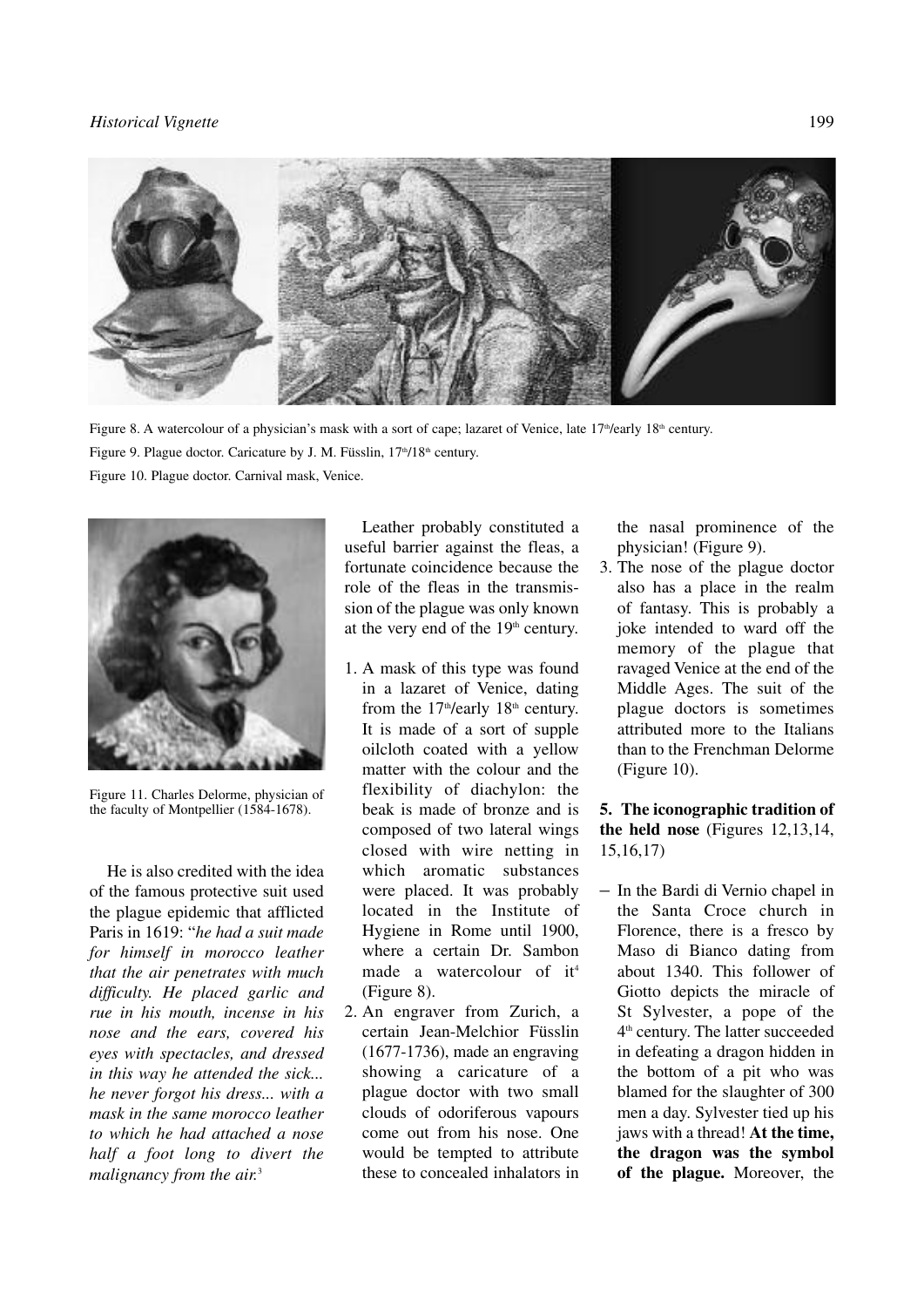Figure 8. A watercolour of a physician's mask with a sort of cape; lazaret of Venice, late 17th/early 18th century.

Figure 9. Plague doctor. Caricature by J. M. Füsslin, 17th/18th century.

Figure 10. Plague doctor. Carnival mask, Venice.

Figure 11. Charles Delorme, physician of the faculty of Montpellier (1584-1678).

He is also credited with the idea of the famous protective suit used the plague epidemic that afflicted Paris in 1619: "*he had a suit made for himself in morocco leather that the air penetrates with much difficulty. He placed garlic and rue in his mouth, incense in his nose and the ears, covered his eyes with spectacles, and dressed in this way he attended the sick... he never forgot his dress... with a mask in the same morocco leather to which he had attached a nose half a foot long to divert the malignancy from the air.*[3]

Leather probably constituted a useful barrier against the fleas, a fortunate coincidence because the role of the fleas in the transmission of the plague was only known at the very end of the 19th century.

1. A mask of this type was found in a lazaret of Venice, dating from the 17th/early 18th century. It is made of a sort of supple oilcloth coated with a yellow matter with the colour and the flexibility of diachylon: the beak is made of bronze and is composed of two lateral wings closed with wire netting in which aromatic substances were placed. It was probably located in the Institute of Hygiene in Rome until 1900, where a certain Dr. Sambon made a watercolour of it[4] (Figure 8).
2. An engraver from Zurich, a certain Jean-Melchior Füsslin (1677-1736), made an engraving showing a caricature of a plague doctor with two small clouds of odoriferous vapours come out from his nose. One would be tempted to attribute these to concealed inhalators in the nasal prominence of the physician! (Figure 9).
3. The nose of the plague doctor also has a place in the realm of fantasy. This is probably a joke intended to ward off the memory of the plague that ravaged Venice at the end of the Middle Ages. The suit of the plague doctors is sometimes attributed more to the Italians than to the Frenchman Delorme (Figure 10).

**5. The iconographic tradition of the held nose** (Figures 12,13,14, 15,16,17)

- In the Bardi di Vernio chapel in the Santa Croce church in Florence, there is a fresco by Maso di Bianco dating from about 1340. This follower of Giotto depicts the miracle of St Sylvester, a pope of the 4th century. The latter succeeded in defeating a dragon hidden in the bottom of a pit who was blamed for the slaughter of 300 men a day. Sylvester tied up his jaws with a thread! **At the time, the dragon was the symbol of the plague.** Moreover, the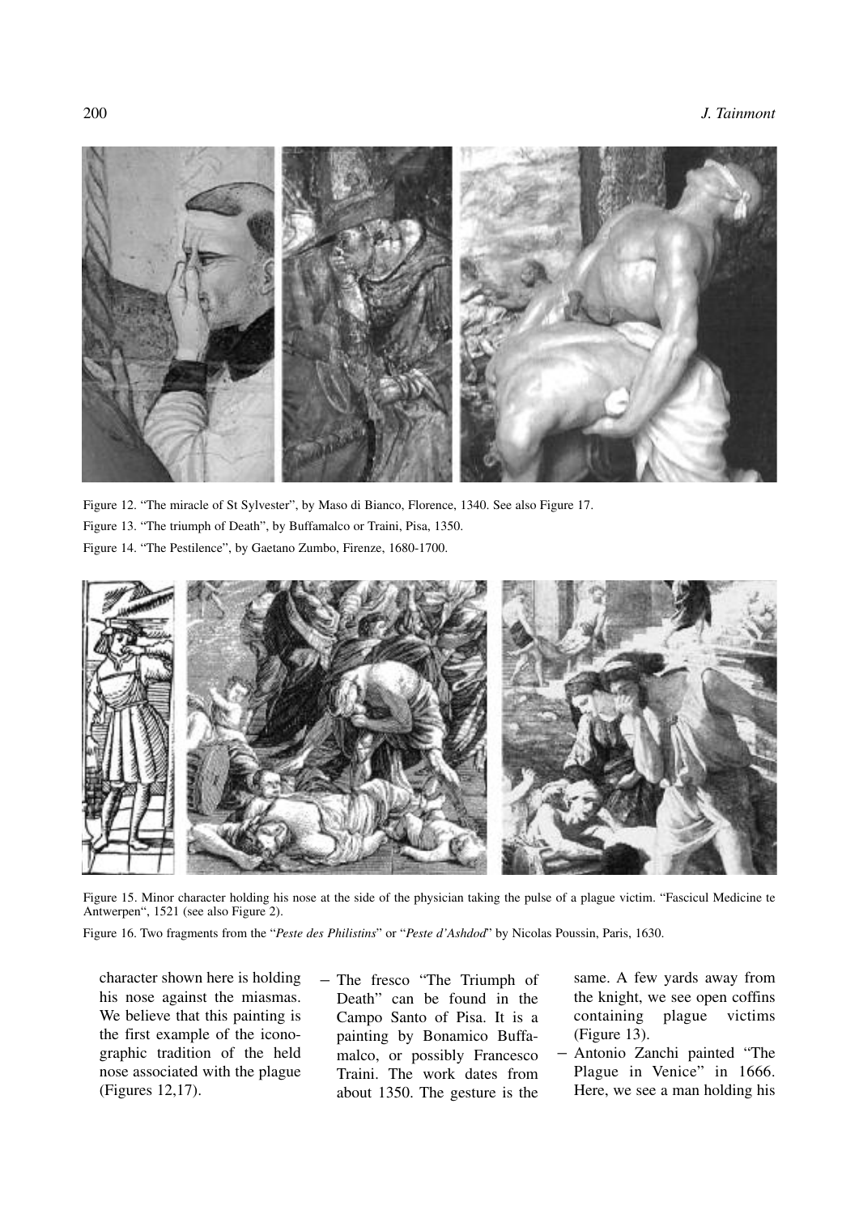Figure 12. "The miracle of St Sylvester", by Maso di Bianco, Florence, 1340. See also Figure 17.

Figure 13. "The triumph of Death", by Buffamalco or Traini, Pisa, 1350.

Figure 14. "The Pestilence", by Gaetano Zumbo, Firenze, 1680-1700.

Figure 15. Minor character holding his nose at the side of the physician taking the pulse of a plague victim. "Fascicul Medicine te Antwerpen", 1521 (see also Figure 2).

Figure 16. Two fragments from the "*Peste des Philistins*" or "*Peste d'Ashdod*" by Nicolas Poussin, Paris, 1630.

character shown here is holding his nose against the miasmas. We believe that this painting is the first example of the iconographic tradition of the held nose associated with the plague (Figures 12,17).

- The fresco "The Triumph of Death" can be found in the Campo Santo of Pisa. It is a painting by Bonamico Buffamalco, or possibly Francesco Traini. The work dates from about 1350. The gesture is the same. A few yards away from the knight, we see open coffins containing plague victims (Figure 13).
- Antonio Zanchi painted "The Plague in Venice" in 1666. Here, we see a man holding his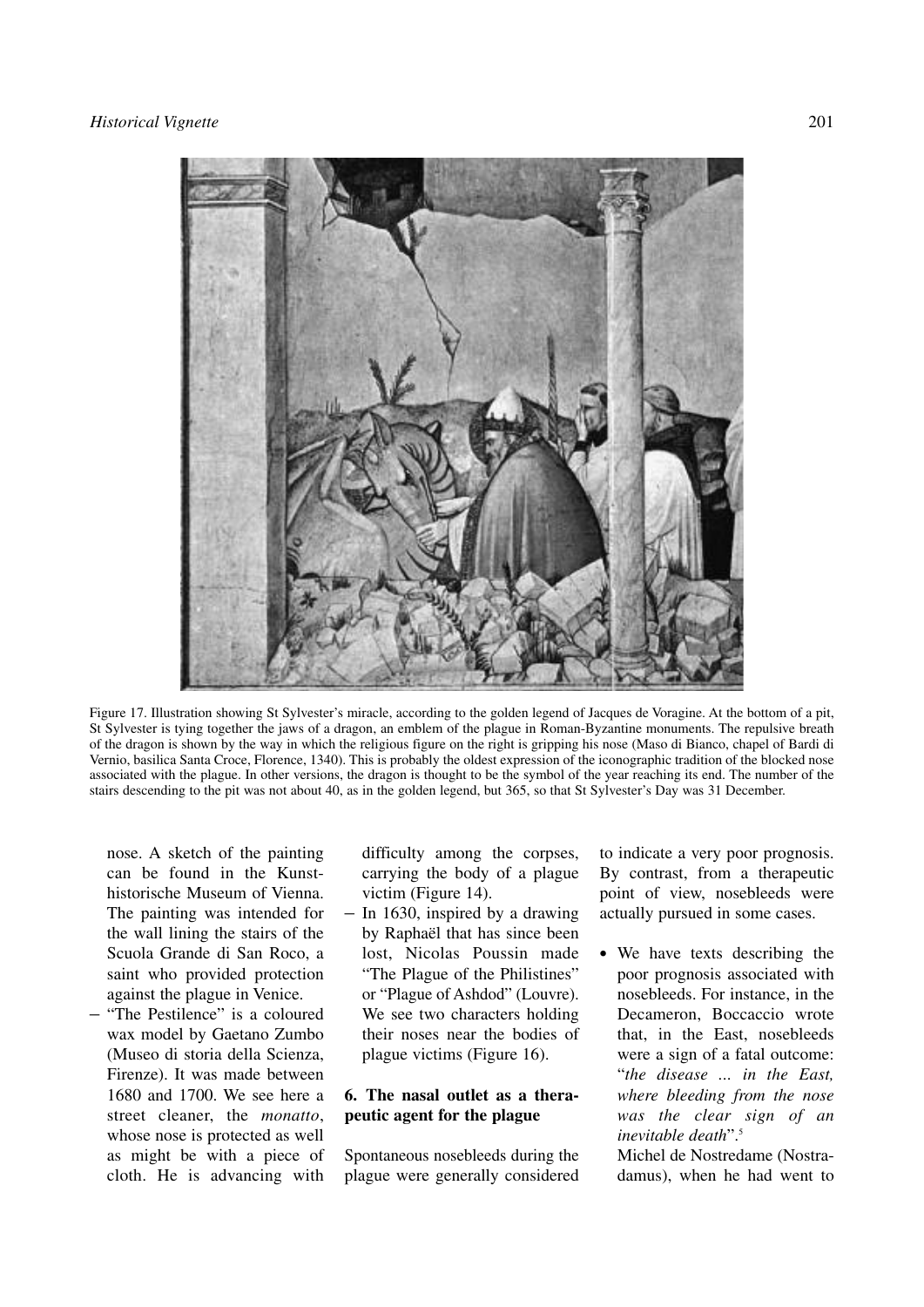Figure 17. Illustration showing St Sylvester's miracle, according to the golden legend of Jacques de Voragine. At the bottom of a pit, St Sylvester is tying together the jaws of a dragon, an emblem of the plague in Roman-Byzantine monuments. The repulsive breath of the dragon is shown by the way in which the religious figure on the right is gripping his nose (Maso di Bianco, chapel of Bardi di Vernio, basilica Santa Croce, Florence, 1340). This is probably the oldest expression of the iconographic tradition of the blocked nose associated with the plague. In other versions, the dragon is thought to be the symbol of the year reaching its end. The number of the stairs descending to the pit was not about 40, as in the golden legend, but 365, so that St Sylvester's Day was 31 December.

nose. A sketch of the painting can be found in the Kunsthistorische Museum of Vienna. The painting was intended for the wall lining the stairs of the Scuola Grande di San Roco, a saint who provided protection against the plague in Venice.

- "The Pestilence" is a coloured wax model by Gaetano Zumbo (Museo di storia della Scienza, Firenze). It was made between 1680 and 1700. We see here a street cleaner, the *monatto*, whose nose is protected as well as might be with a piece of cloth. He is advancing with difficulty among the corpses, carrying the body of a plague victim (Figure 14).
- In 1630, inspired by a drawing by Raphaël that has since been lost, Nicolas Poussin made "The Plague of the Philistines" or "Plague of Ashdod" (Louvre). We see two characters holding their noses near the bodies of plague victims (Figure 16).

## 6. The nasal outlet as a therapeutic agent for the plague

Spontaneous nosebleeds during the plague were generally considered to indicate a very poor prognosis. By contrast, from a therapeutic point of view, nosebleeds were actually pursued in some cases.

- We have texts describing the poor prognosis associated with nosebleeds. For instance, in the Decameron, Boccaccio wrote that, in the East, nosebleeds were a sign of a fatal outcome: "*the disease ... in the East, where bleeding from the nose was the clear sign of an inevitable death*".[5]

  Michel de Nostredame (Nostradamus), when he had went to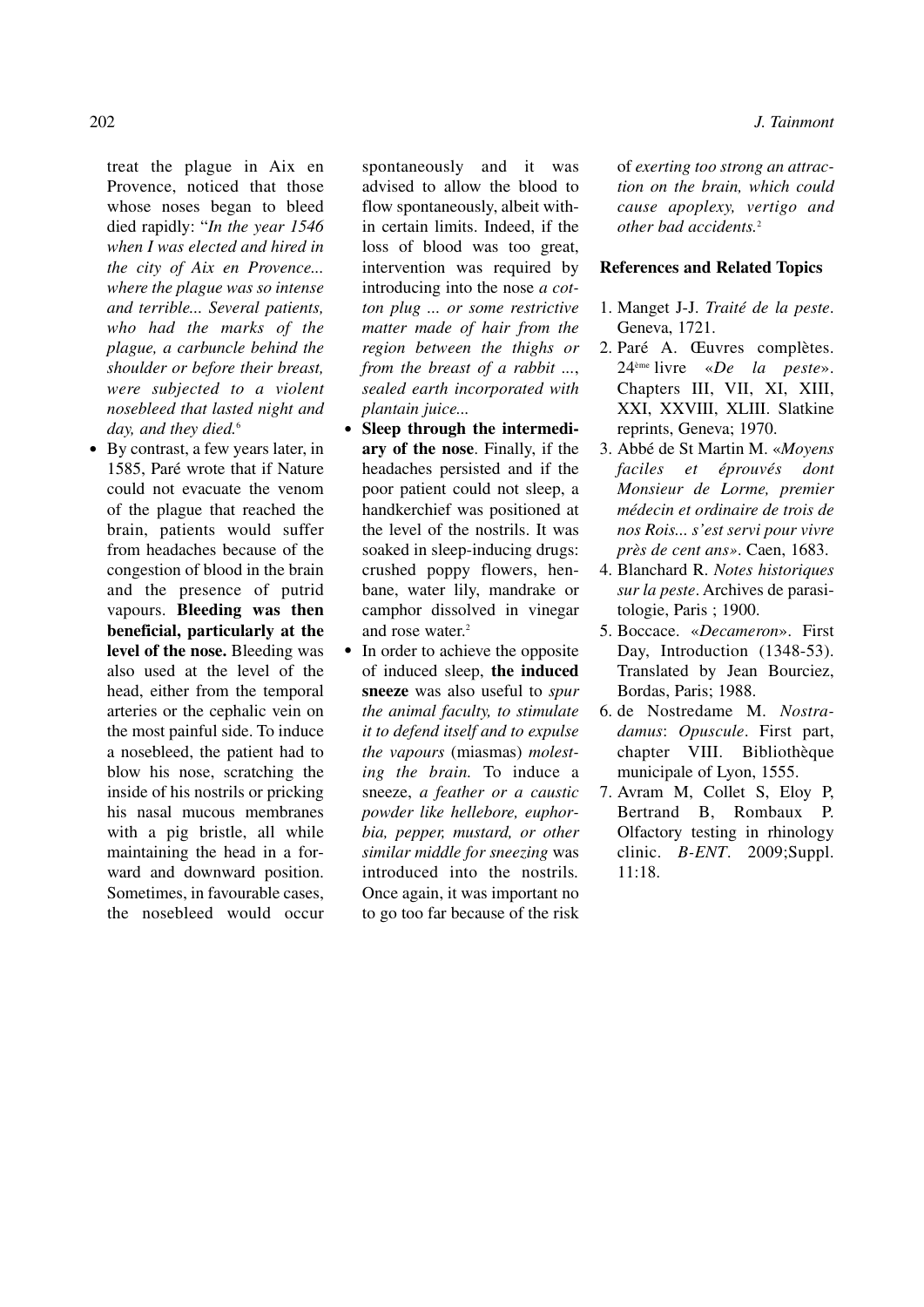treat the plague in Aix en Provence, noticed that those whose noses began to bleed died rapidly: "*In the year 1546 when I was elected and hired in the city of Aix en Provence... where the plague was so intense and terrible... Several patients, who had the marks of the plague, a carbuncle behind the shoulder or before their breast, were subjected to a violent nosebleed that lasted night and day, and they died.*[6]

- By contrast, a few years later, in 1585, Paré wrote that if Nature could not evacuate the venom of the plague that reached the brain, patients would suffer from headaches because of the congestion of blood in the brain and the presence of putrid vapours. **Bleeding was then beneficial, particularly at the level of the nose.** Bleeding was also used at the level of the head, either from the temporal arteries or the cephalic vein on the most painful side. To induce a nosebleed, the patient had to blow his nose, scratching the inside of his nostrils or pricking his nasal mucous membranes with a pig bristle, all while maintaining the head in a forward and downward position. Sometimes, in favourable cases, the nosebleed would occur spontaneously and it was advised to allow the blood to flow spontaneously, albeit within certain limits. Indeed, if the loss of blood was too great, intervention was required by introducing into the nose *a cotton plug ... or some restrictive matter made of hair from the region between the thighs or from the breast of a rabbit ..., sealed earth incorporated with plantain juice...*
- **Sleep through the intermediary of the nose**. Finally, if the headaches persisted and if the poor patient could not sleep, a handkerchief was positioned at the level of the nostrils. It was soaked in sleep-inducing drugs: crushed poppy flowers, henbane, water lily, mandrake or camphor dissolved in vinegar and rose water.[2]
- In order to achieve the opposite of induced sleep, **the induced sneeze** was also useful to *spur the animal faculty, to stimulate it to defend itself and to expulse the vapours* (miasmas) *molesting the brain.* To induce a sneeze, *a feather or a caustic powder like hellebore, euphorbia, pepper, mustard, or other similar middle for sneezing* was introduced into the nostrils. Once again, it was important no to go too far because of the risk of *exerting too strong an attraction on the brain, which could cause apoplexy, vertigo and other bad accidents.*[2]

### References and Related Topics

1. Manget J-J. *Traité de la peste*. Geneva, 1721.
2. Paré A. Œuvres complètes. 24ème livre «*De la peste*». Chapters III, VII, XI, XIII, XXI, XXVIII, XLIII. Slatkine reprints, Geneva; 1970.
3. Abbé de St Martin M. «*Moyens faciles et éprouvés dont Monsieur de Lorme, premier médecin et ordinaire de trois de nos Rois... s'est servi pour vivre près de cent ans*». Caen, 1683.
4. Blanchard R. *Notes historiques sur la peste*. Archives de parasitologie, Paris ; 1900.
5. Boccace. «*Decameron*». First Day, Introduction (1348-53). Translated by Jean Bourciez, Bordas, Paris; 1988.
6. de Nostredame M. *Nostradamus*: *Opuscule*. First part, chapter VIII. Bibliothèque municipale of Lyon, 1555.
7. Avram M, Collet S, Eloy P, Bertrand B, Rombaux P. Olfactory testing in rhinology clinic. *B-ENT*. 2009;Suppl. 11:18.